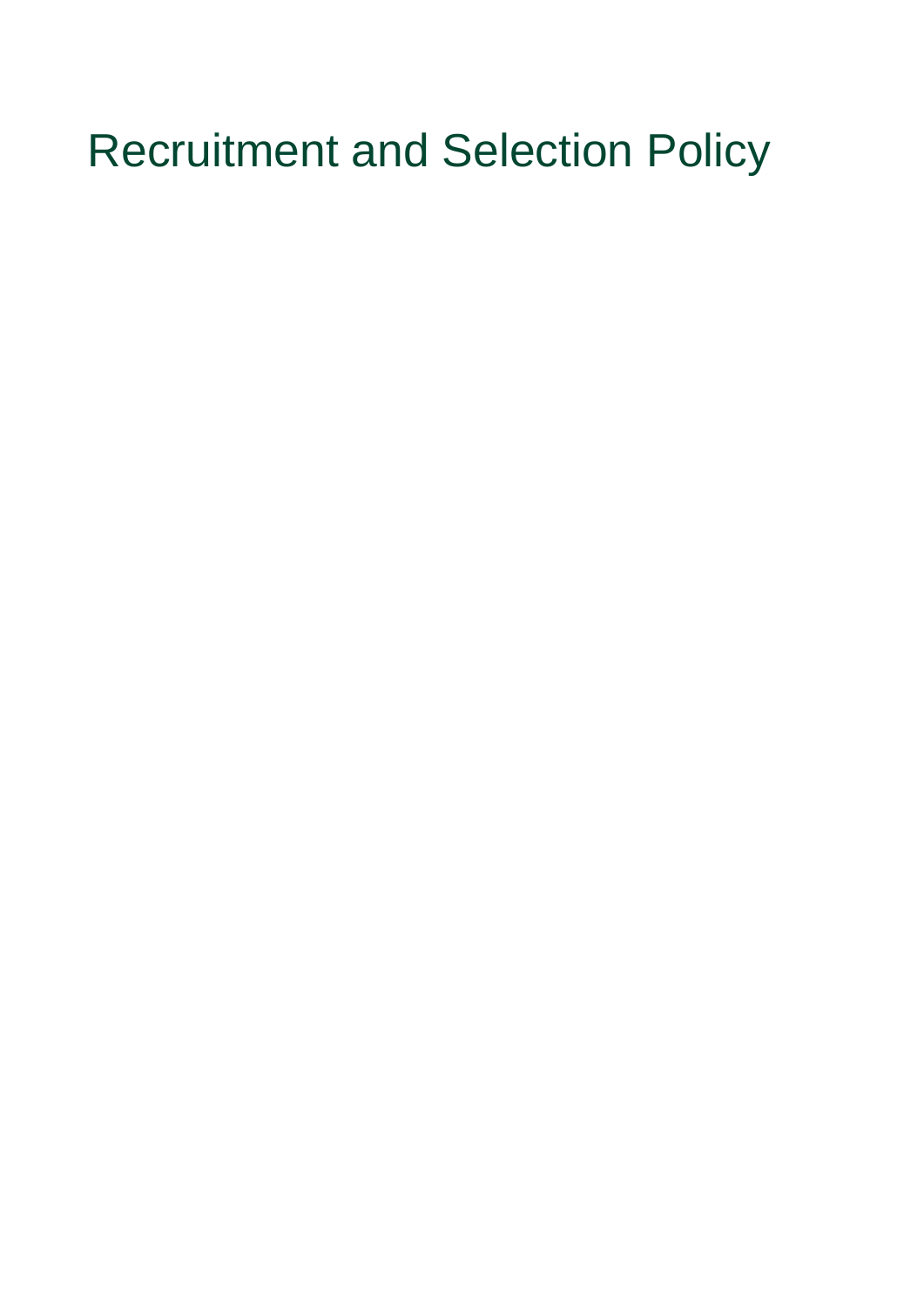# Recruitment and Selection Policy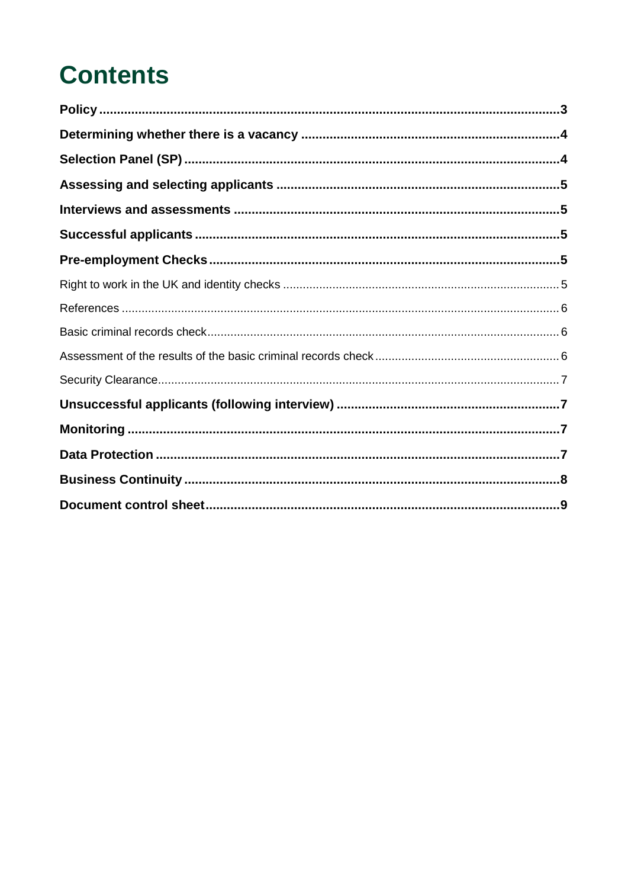# Contents

**Policy** ..... **3**

**Determining whether there is a vacancy** ..... **4**

**Selection Panel (SP)** ..... **4**

**Assessing and selecting applicants** ..... **5**

**Interviews and assessments** ..... **5**

**Successful applicants** ..... **5**

**Pre-employment Checks** ..... **5**

Right to work in the UK and identity checks ..... 5

References ..... 6

Basic criminal records check ..... 6

Assessment of the results of the basic criminal records check ..... 6

Security Clearance ..... 7

**Unsuccessful applicants (following interview)** ..... **7**

**Monitoring** ..... **7**

**Data Protection** ..... **7**

**Business Continuity** ..... **8**

**Document control sheet** ..... **9**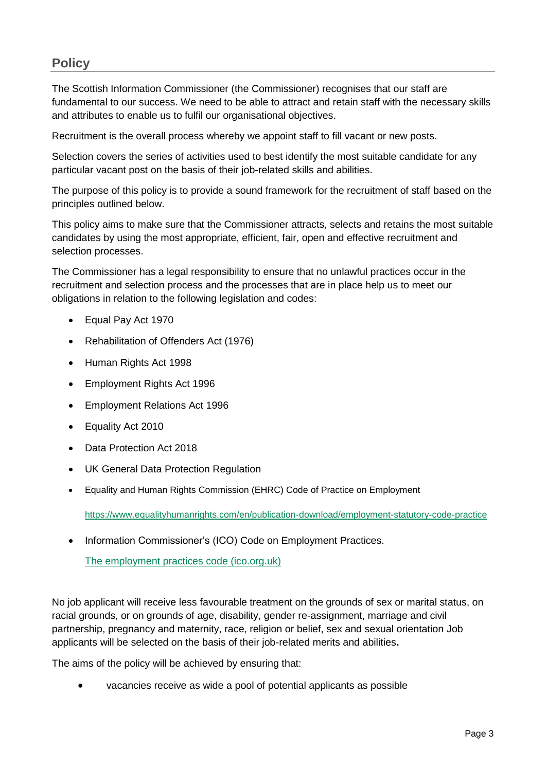## Policy

The Scottish Information Commissioner (the Commissioner) recognises that our staff are fundamental to our success. We need to be able to attract and retain staff with the necessary skills and attributes to enable us to fulfil our organisational objectives.

Recruitment is the overall process whereby we appoint staff to fill vacant or new posts.

Selection covers the series of activities used to best identify the most suitable candidate for any particular vacant post on the basis of their job-related skills and abilities.

The purpose of this policy is to provide a sound framework for the recruitment of staff based on the principles outlined below.

This policy aims to make sure that the Commissioner attracts, selects and retains the most suitable candidates by using the most appropriate, efficient, fair, open and effective recruitment and selection processes.

The Commissioner has a legal responsibility to ensure that no unlawful practices occur in the recruitment and selection process and the processes that are in place help us to meet our obligations in relation to the following legislation and codes:

- Equal Pay Act 1970
- Rehabilitation of Offenders Act (1976)
- Human Rights Act 1998
- Employment Rights Act 1996
- Employment Relations Act 1996
- Equality Act 2010
- Data Protection Act 2018
- UK General Data Protection Regulation
- Equality and Human Rights Commission (EHRC) Code of Practice on Employment

  https://www.equalityhumanrights.com/en/publication-download/employment-statutory-code-practice

- Information Commissioner's (ICO) Code on Employment Practices.

  The employment practices code (ico.org.uk)

No job applicant will receive less favourable treatment on the grounds of sex or marital status, on racial grounds, or on grounds of age, disability, gender re-assignment, marriage and civil partnership, pregnancy and maternity, race, religion or belief, sex and sexual orientation Job applicants will be selected on the basis of their job-related merits and abilities**.**

The aims of the policy will be achieved by ensuring that:

- vacancies receive as wide a pool of potential applicants as possible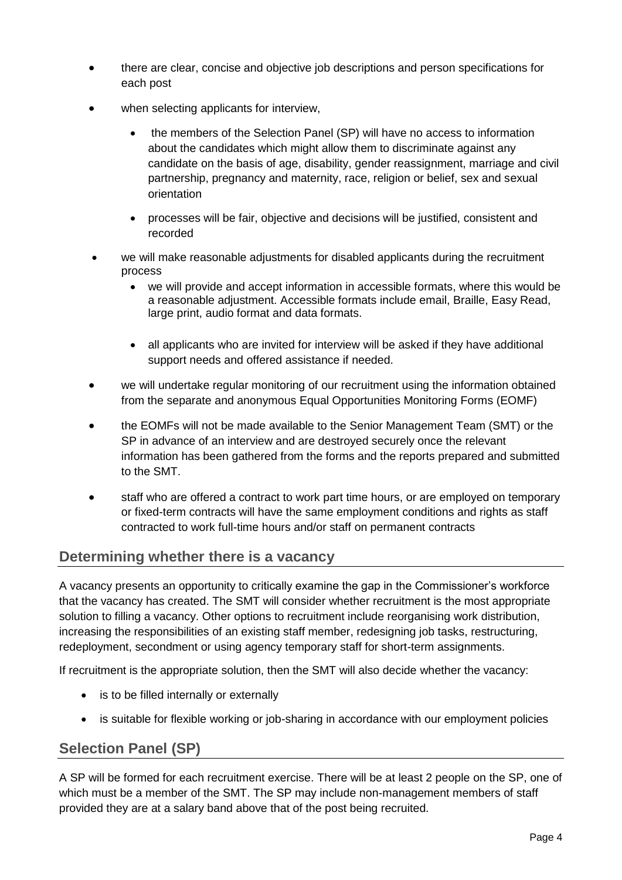- there are clear, concise and objective job descriptions and person specifications for each post
- when selecting applicants for interview,
  - the members of the Selection Panel (SP) will have no access to information about the candidates which might allow them to discriminate against any candidate on the basis of age, disability, gender reassignment, marriage and civil partnership, pregnancy and maternity, race, religion or belief, sex and sexual orientation
  - processes will be fair, objective and decisions will be justified, consistent and recorded
- we will make reasonable adjustments for disabled applicants during the recruitment process
  - we will provide and accept information in accessible formats, where this would be a reasonable adjustment. Accessible formats include email, Braille, Easy Read, large print, audio format and data formats.
  - all applicants who are invited for interview will be asked if they have additional support needs and offered assistance if needed.
- we will undertake regular monitoring of our recruitment using the information obtained from the separate and anonymous Equal Opportunities Monitoring Forms (EOMF)
- the EOMFs will not be made available to the Senior Management Team (SMT) or the SP in advance of an interview and are destroyed securely once the relevant information has been gathered from the forms and the reports prepared and submitted to the SMT.
- staff who are offered a contract to work part time hours, or are employed on temporary or fixed-term contracts will have the same employment conditions and rights as staff contracted to work full-time hours and/or staff on permanent contracts

## Determining whether there is a vacancy

A vacancy presents an opportunity to critically examine the gap in the Commissioner's workforce that the vacancy has created. The SMT will consider whether recruitment is the most appropriate solution to filling a vacancy. Other options to recruitment include reorganising work distribution, increasing the responsibilities of an existing staff member, redesigning job tasks, restructuring, redeployment, secondment or using agency temporary staff for short-term assignments.

If recruitment is the appropriate solution, then the SMT will also decide whether the vacancy:

- is to be filled internally or externally
- is suitable for flexible working or job-sharing in accordance with our employment policies

## Selection Panel (SP)

A SP will be formed for each recruitment exercise. There will be at least 2 people on the SP, one of which must be a member of the SMT. The SP may include non-management members of staff provided they are at a salary band above that of the post being recruited.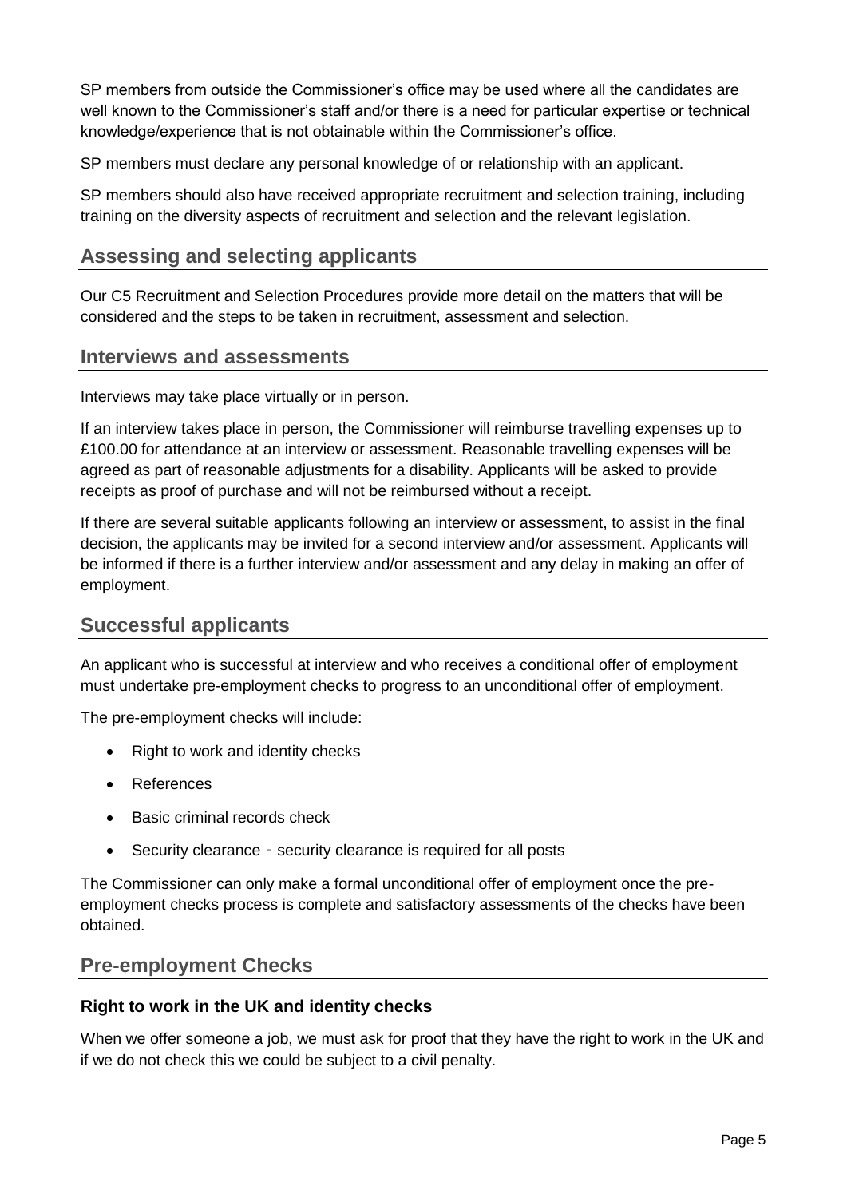SP members from outside the Commissioner's office may be used where all the candidates are well known to the Commissioner's staff and/or there is a need for particular expertise or technical knowledge/experience that is not obtainable within the Commissioner's office.

SP members must declare any personal knowledge of or relationship with an applicant.

SP members should also have received appropriate recruitment and selection training, including training on the diversity aspects of recruitment and selection and the relevant legislation.

## Assessing and selecting applicants

Our C5 Recruitment and Selection Procedures provide more detail on the matters that will be considered and the steps to be taken in recruitment, assessment and selection.

## Interviews and assessments

Interviews may take place virtually or in person.

If an interview takes place in person, the Commissioner will reimburse travelling expenses up to £100.00 for attendance at an interview or assessment. Reasonable travelling expenses will be agreed as part of reasonable adjustments for a disability. Applicants will be asked to provide receipts as proof of purchase and will not be reimbursed without a receipt.

If there are several suitable applicants following an interview or assessment, to assist in the final decision, the applicants may be invited for a second interview and/or assessment. Applicants will be informed if there is a further interview and/or assessment and any delay in making an offer of employment.

## Successful applicants

An applicant who is successful at interview and who receives a conditional offer of employment must undertake pre-employment checks to progress to an unconditional offer of employment.

The pre-employment checks will include:

- Right to work and identity checks
- References
- Basic criminal records check
- Security clearance - security clearance is required for all posts

The Commissioner can only make a formal unconditional offer of employment once the pre-employment checks process is complete and satisfactory assessments of the checks have been obtained.

## Pre-employment Checks

### Right to work in the UK and identity checks

When we offer someone a job, we must ask for proof that they have the right to work in the UK and if we do not check this we could be subject to a civil penalty.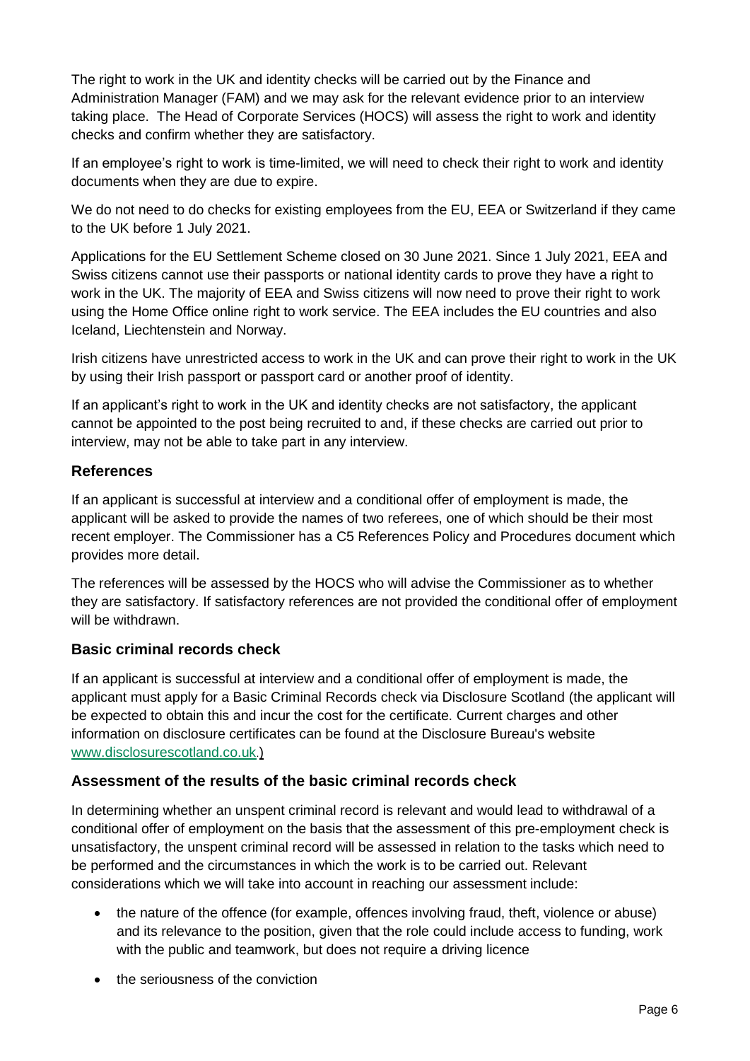The right to work in the UK and identity checks will be carried out by the Finance and Administration Manager (FAM) and we may ask for the relevant evidence prior to an interview taking place. The Head of Corporate Services (HOCS) will assess the right to work and identity checks and confirm whether they are satisfactory.

If an employee's right to work is time-limited, we will need to check their right to work and identity documents when they are due to expire.

We do not need to do checks for existing employees from the EU, EEA or Switzerland if they came to the UK before 1 July 2021.

Applications for the EU Settlement Scheme closed on 30 June 2021. Since 1 July 2021, EEA and Swiss citizens cannot use their passports or national identity cards to prove they have a right to work in the UK. The majority of EEA and Swiss citizens will now need to prove their right to work using the Home Office online right to work service. The EEA includes the EU countries and also Iceland, Liechtenstein and Norway.

Irish citizens have unrestricted access to work in the UK and can prove their right to work in the UK by using their Irish passport or passport card or another proof of identity.

If an applicant's right to work in the UK and identity checks are not satisfactory, the applicant cannot be appointed to the post being recruited to and, if these checks are carried out prior to interview, may not be able to take part in any interview.

### References

If an applicant is successful at interview and a conditional offer of employment is made, the applicant will be asked to provide the names of two referees, one of which should be their most recent employer. The Commissioner has a C5 References Policy and Procedures document which provides more detail.

The references will be assessed by the HOCS who will advise the Commissioner as to whether they are satisfactory. If satisfactory references are not provided the conditional offer of employment will be withdrawn.

### Basic criminal records check

If an applicant is successful at interview and a conditional offer of employment is made, the applicant must apply for a Basic Criminal Records check via Disclosure Scotland (the applicant will be expected to obtain this and incur the cost for the certificate. Current charges and other information on disclosure certificates can be found at the Disclosure Bureau's website www.disclosurescotland.co.uk.)

### Assessment of the results of the basic criminal records check

In determining whether an unspent criminal record is relevant and would lead to withdrawal of a conditional offer of employment on the basis that the assessment of this pre-employment check is unsatisfactory, the unspent criminal record will be assessed in relation to the tasks which need to be performed and the circumstances in which the work is to be carried out. Relevant considerations which we will take into account in reaching our assessment include:

- the nature of the offence (for example, offences involving fraud, theft, violence or abuse) and its relevance to the position, given that the role could include access to funding, work with the public and teamwork, but does not require a driving licence
- the seriousness of the conviction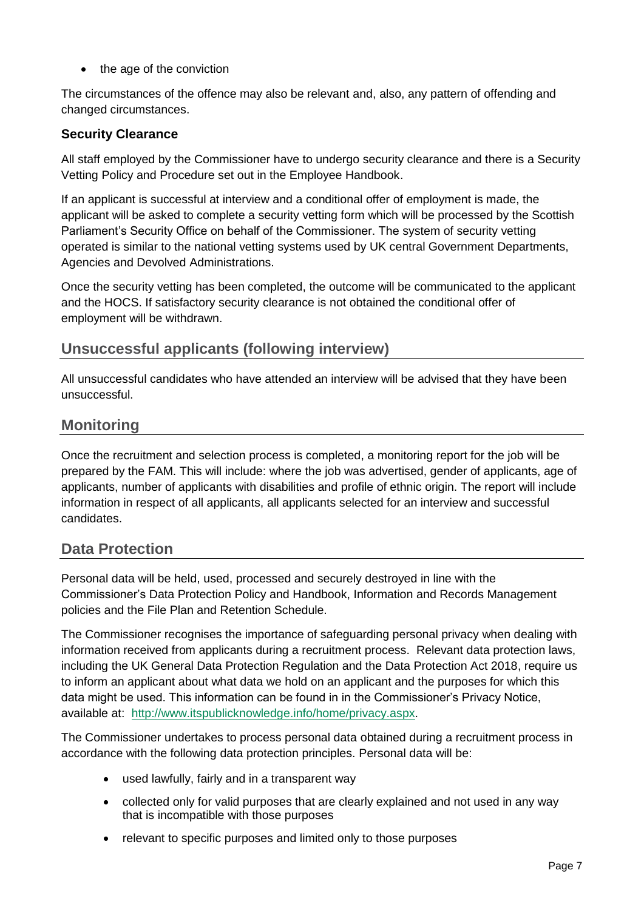- the age of the conviction

The circumstances of the offence may also be relevant and, also, any pattern of offending and changed circumstances.

### Security Clearance

All staff employed by the Commissioner have to undergo security clearance and there is a Security Vetting Policy and Procedure set out in the Employee Handbook.

If an applicant is successful at interview and a conditional offer of employment is made, the applicant will be asked to complete a security vetting form which will be processed by the Scottish Parliament's Security Office on behalf of the Commissioner. The system of security vetting operated is similar to the national vetting systems used by UK central Government Departments, Agencies and Devolved Administrations.

Once the security vetting has been completed, the outcome will be communicated to the applicant and the HOCS. If satisfactory security clearance is not obtained the conditional offer of employment will be withdrawn.

## Unsuccessful applicants (following interview)

All unsuccessful candidates who have attended an interview will be advised that they have been unsuccessful.

## Monitoring

Once the recruitment and selection process is completed, a monitoring report for the job will be prepared by the FAM. This will include: where the job was advertised, gender of applicants, age of applicants, number of applicants with disabilities and profile of ethnic origin. The report will include information in respect of all applicants, all applicants selected for an interview and successful candidates.

## Data Protection

Personal data will be held, used, processed and securely destroyed in line with the Commissioner's Data Protection Policy and Handbook, Information and Records Management policies and the File Plan and Retention Schedule.

The Commissioner recognises the importance of safeguarding personal privacy when dealing with information received from applicants during a recruitment process. Relevant data protection laws, including the UK General Data Protection Regulation and the Data Protection Act 2018, require us to inform an applicant about what data we hold on an applicant and the purposes for which this data might be used. This information can be found in in the Commissioner's Privacy Notice, available at: [http://www.itspublicknowledge.info/home/privacy.aspx](http://www.itspublicknowledge.info/home/privacy.aspx).

The Commissioner undertakes to process personal data obtained during a recruitment process in accordance with the following data protection principles. Personal data will be:

- used lawfully, fairly and in a transparent way
- collected only for valid purposes that are clearly explained and not used in any way that is incompatible with those purposes
- relevant to specific purposes and limited only to those purposes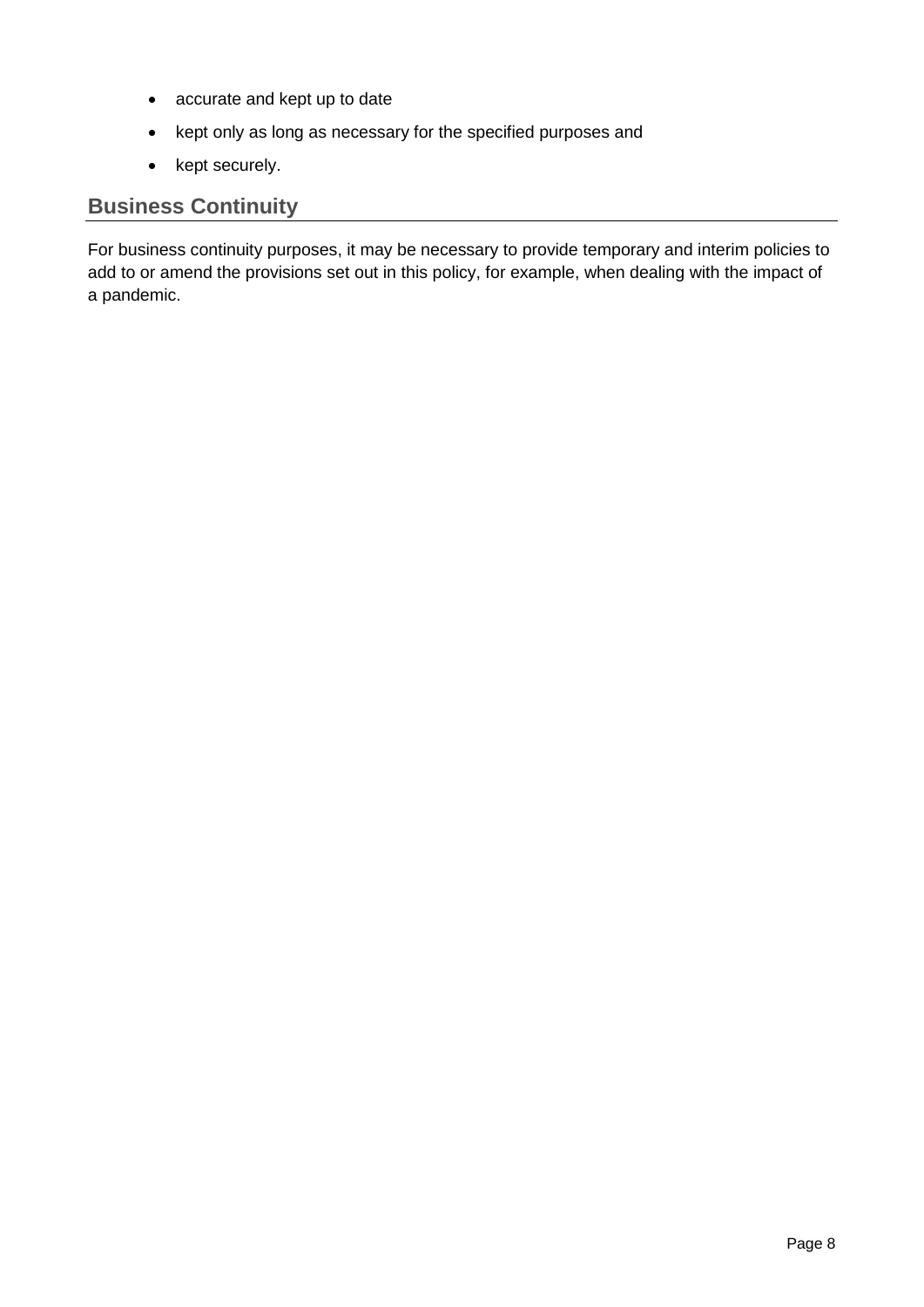- accurate and kept up to date
- kept only as long as necessary for the specified purposes and
- kept securely.

## Business Continuity

For business continuity purposes, it may be necessary to provide temporary and interim policies to add to or amend the provisions set out in this policy, for example, when dealing with the impact of a pandemic.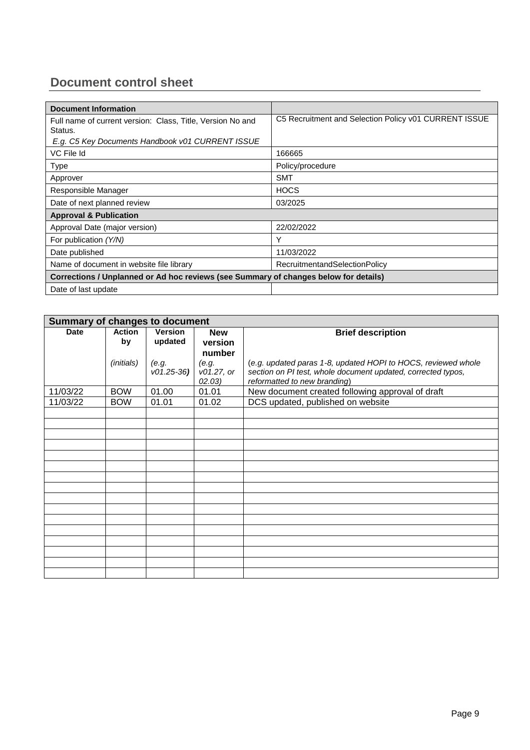## Document control sheet

| Document Information | |
|---|---|
| Full name of current version: Class, Title, Version No and Status.<br>*E.g. C5 Key Documents Handbook v01 CURRENT ISSUE* | C5 Recruitment and Selection Policy v01 CURRENT ISSUE |
| VC File Id | 166665 |
| Type | Policy/procedure |
| Approver | SMT |
| Responsible Manager | HOCS |
| Date of next planned review | 03/2025 |
| **Approval & Publication** | |
| Approval Date (major version) | 22/02/2022 |
| For publication *(Y/N)* | Y |
| Date published | 11/03/2022 |
| Name of document in website file library | RecruitmentandSelectionPolicy |
| **Corrections / Unplanned or Ad hoc reviews (see Summary of changes below for details)** | |
| Date of last update | |

| Summary of changes to document | | | | |
|---|---|---|---|---|
| **Date** | **Action by**<br>*(initials)* | **Version updated**<br>*(e.g. v01.25-36)* | **New version number**<br>*(e.g. v01.27, or 02.03)* | **Brief description**<br>(*e.g. updated paras 1-8, updated HOPI to HOCS, reviewed whole section on PI test, whole document updated, corrected typos, reformatted to new branding*) |
| 11/03/22 | BOW | 01.00 | 01.01 | New document created following approval of draft |
| 11/03/22 | BOW | 01.01 | 01.02 | DCS updated, published on website |
| | | | | |
| | | | | |
| | | | | |
| | | | | |
| | | | | |
| | | | | |
| | | | | |
| | | | | |
| | | | | |
| | | | | |
| | | | | |
| | | | | |
| | | | | |
| | | | | |
| | | | | |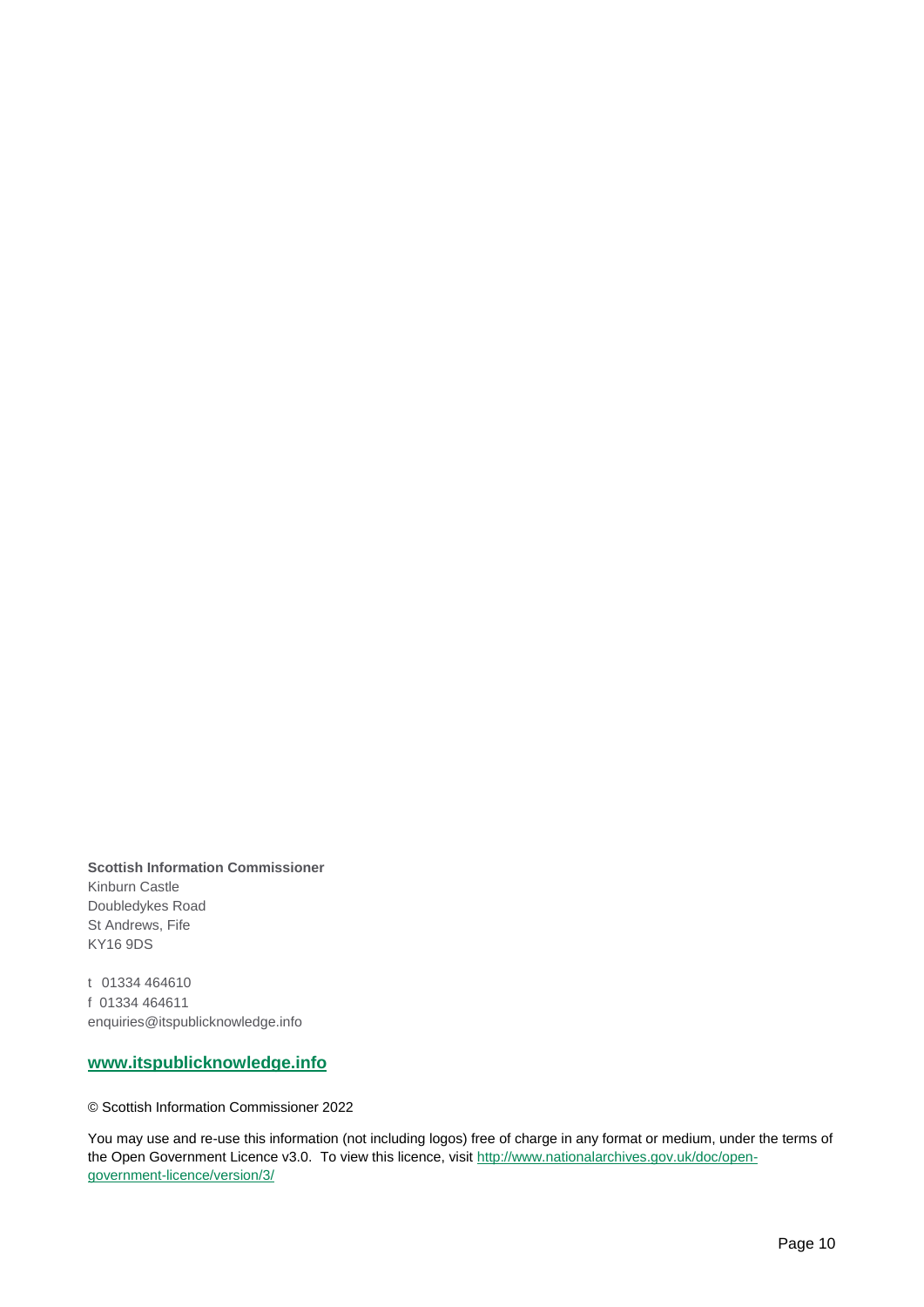**Scottish Information Commissioner**
Kinburn Castle
Doubledykes Road
St Andrews, Fife
KY16 9DS

t 01334 464610
f 01334 464611
enquiries@itspublicknowledge.info

**[www.itspublicknowledge.info](http://www.itspublicknowledge.info)**

© Scottish Information Commissioner 2022

You may use and re-use this information (not including logos) free of charge in any format or medium, under the terms of the Open Government Licence v3.0. To view this licence, visit [http://www.nationalarchives.gov.uk/doc/open-government-licence/version/3/](http://www.nationalarchives.gov.uk/doc/open-government-licence/version/3/)